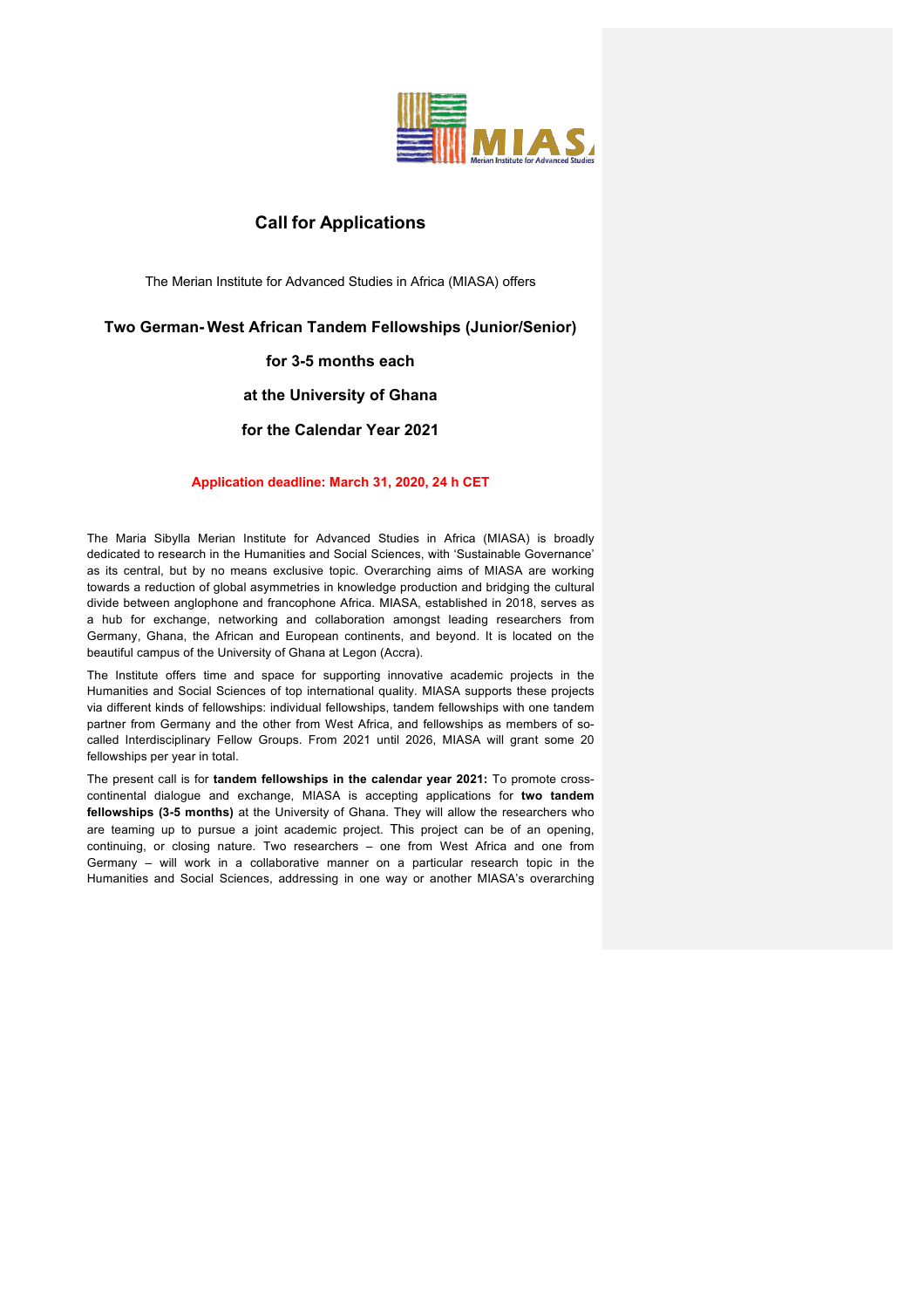# Call for Applications

The Merian Institute for Advanced Studies in Africa (MIASA) offers

## Two German-West African Tandem Fellowships (Junior/Senior)

## for 3-5 months each

## at the University of Ghana

## for the Calendar Year 2021

**Application deadline: March 31, 2020, 24 h CET**

The Maria Sibylla Merian Institute for Advanced Studies in Africa (MIASA) is broadly dedicated to research in the Humanities and Social Sciences, with 'Sustainable Governance' as its central, but by no means exclusive topic. Overarching aims of MIASA are working towards a reduction of global asymmetries in knowledge production and bridging the cultural divide between anglophone and francophone Africa. MIASA, established in 2018, serves as a hub for exchange, networking and collaboration amongst leading researchers from Germany, Ghana, the African and European continents, and beyond. It is located on the beautiful campus of the University of Ghana at Legon (Accra).

The Institute offers time and space for supporting innovative academic projects in the Humanities and Social Sciences of top international quality. MIASA supports these projects via different kinds of fellowships: individual fellowships, tandem fellowships with one tandem partner from Germany and the other from West Africa, and fellowships as members of so-called Interdisciplinary Fellow Groups. From 2021 until 2026, MIASA will grant some 20 fellowships per year in total.

The present call is for **tandem fellowships in the calendar year 2021:** To promote cross-continental dialogue and exchange, MIASA is accepting applications for **two tandem fellowships (3-5 months)** at the University of Ghana. They will allow the researchers who are teaming up to pursue a joint academic project. This project can be of an opening, continuing, or closing nature. Two researchers – one from West Africa and one from Germany – will work in a collaborative manner on a particular research topic in the Humanities and Social Sciences, addressing in one way or another MIASA's overarching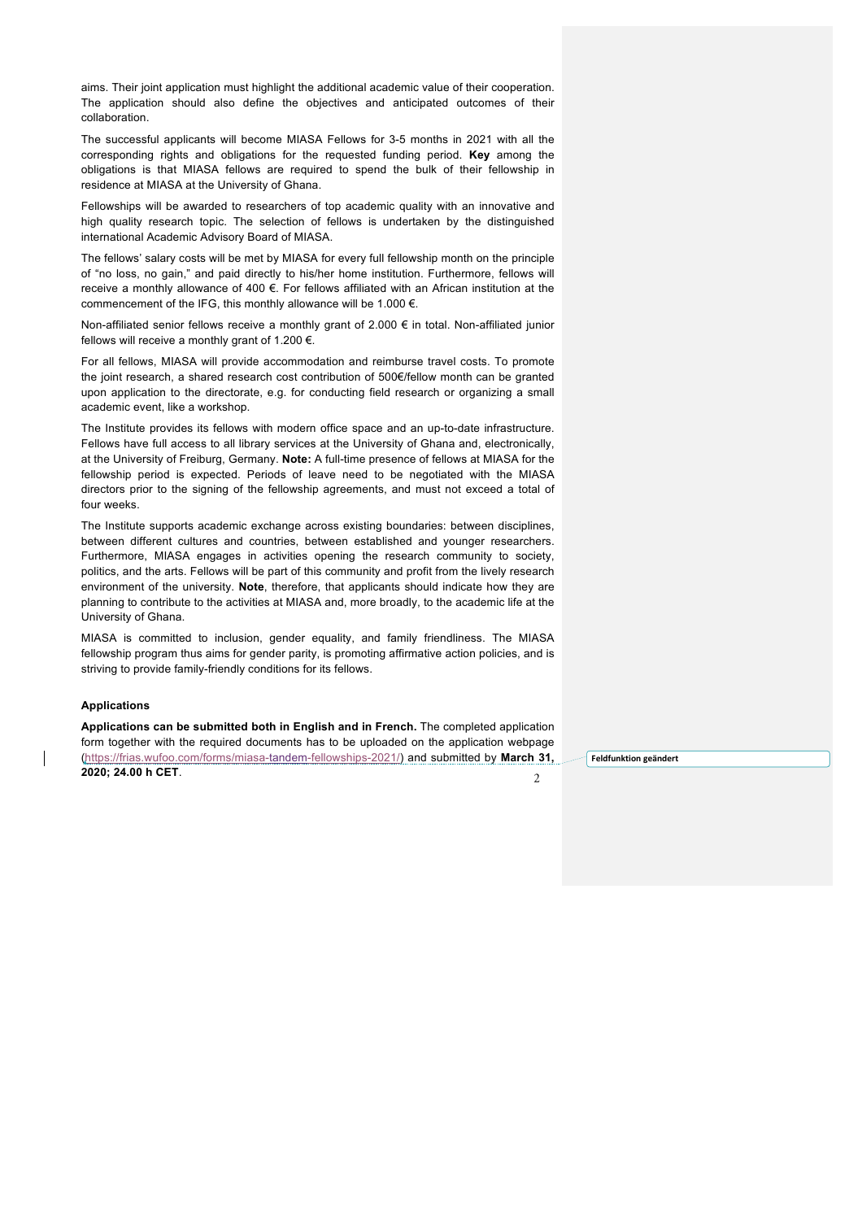aims. Their joint application must highlight the additional academic value of their cooperation. The application should also define the objectives and anticipated outcomes of their collaboration.

The successful applicants will become MIASA Fellows for 3-5 months in 2021 with all the corresponding rights and obligations for the requested funding period. **Key** among the obligations is that MIASA fellows are required to spend the bulk of their fellowship in residence at MIASA at the University of Ghana.

Fellowships will be awarded to researchers of top academic quality with an innovative and high quality research topic. The selection of fellows is undertaken by the distinguished international Academic Advisory Board of MIASA.

The fellows' salary costs will be met by MIASA for every full fellowship month on the principle of "no loss, no gain," and paid directly to his/her home institution. Furthermore, fellows will receive a monthly allowance of 400 €. For fellows affiliated with an African institution at the commencement of the IFG, this monthly allowance will be 1.000 €.

Non-affiliated senior fellows receive a monthly grant of 2.000 € in total. Non-affiliated junior fellows will receive a monthly grant of 1.200 €.

For all fellows, MIASA will provide accommodation and reimburse travel costs. To promote the joint research, a shared research cost contribution of 500€/fellow month can be granted upon application to the directorate, e.g. for conducting field research or organizing a small academic event, like a workshop.

The Institute provides its fellows with modern office space and an up-to-date infrastructure. Fellows have full access to all library services at the University of Ghana and, electronically, at the University of Freiburg, Germany. **Note:** A full-time presence of fellows at MIASA for the fellowship period is expected. Periods of leave need to be negotiated with the MIASA directors prior to the signing of the fellowship agreements, and must not exceed a total of four weeks.

The Institute supports academic exchange across existing boundaries: between disciplines, between different cultures and countries, between established and younger researchers. Furthermore, MIASA engages in activities opening the research community to society, politics, and the arts. Fellows will be part of this community and profit from the lively research environment of the university. **Note**, therefore, that applicants should indicate how they are planning to contribute to the activities at MIASA and, more broadly, to the academic life at the University of Ghana.

MIASA is committed to inclusion, gender equality, and family friendliness. The MIASA fellowship program thus aims for gender parity, is promoting affirmative action policies, and is striving to provide family-friendly conditions for its fellows.

**Applications**

**Applications can be submitted both in English and in French.** The completed application form together with the required documents has to be uploaded on the application webpage (https://frias.wufoo.com/forms/miasa-tandem-fellowships-2021/) and submitted by **March 31, 2020; 24.00 h CET**.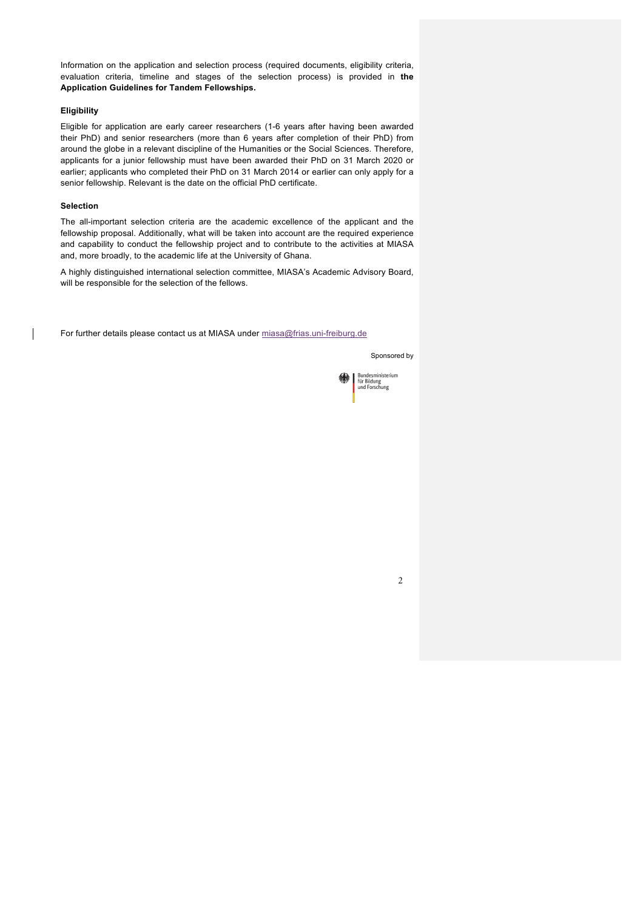Information on the application and selection process (required documents, eligibility criteria, evaluation criteria, timeline and stages of the selection process) is provided in **the Application Guidelines for Tandem Fellowships.**

**Eligibility**

Eligible for application are early career researchers (1-6 years after having been awarded their PhD) and senior researchers (more than 6 years after completion of their PhD) from around the globe in a relevant discipline of the Humanities or the Social Sciences. Therefore, applicants for a junior fellowship must have been awarded their PhD on 31 March 2020 or earlier; applicants who completed their PhD on 31 March 2014 or earlier can only apply for a senior fellowship. Relevant is the date on the official PhD certificate.

**Selection**

The all-important selection criteria are the academic excellence of the applicant and the fellowship proposal. Additionally, what will be taken into account are the required experience and capability to conduct the fellowship project and to contribute to the activities at MIASA and, more broadly, to the academic life at the University of Ghana.

A highly distinguished international selection committee, MIASA's Academic Advisory Board, will be responsible for the selection of the fellows.

For further details please contact us at MIASA under miasa@frias.uni-freiburg.de

Sponsored by

Bundesministerium für Bildung und Forschung